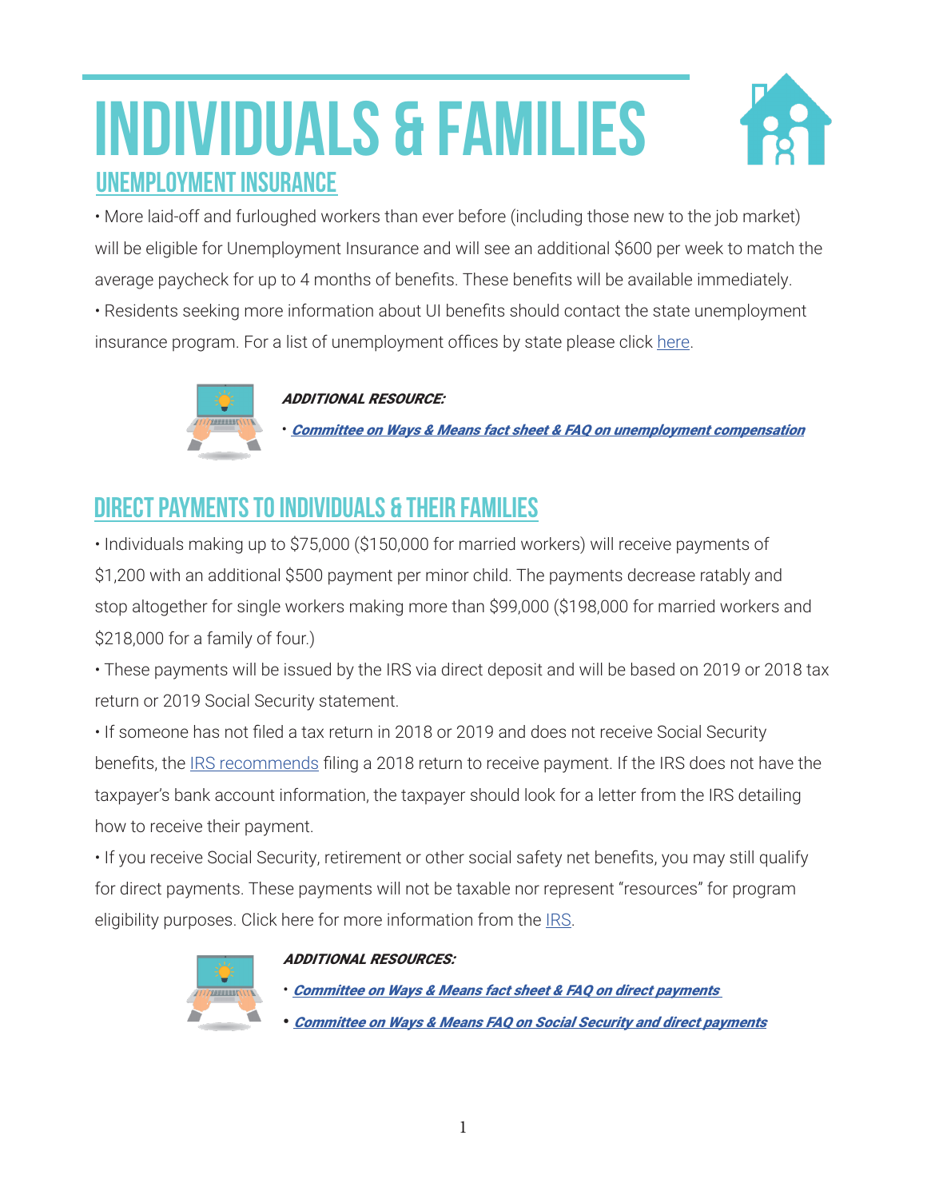# INDIVIDUALS & FAMILIES

## UNEMPLOYMENT INSURANCE

• More laid-off and furloughed workers than ever before (including those new to the job market) will be eligible for Unemployment Insurance and will see an additional $600 per week to match the average paycheck for up to 4 months of benefits. These benefits will be available immediately.

• Residents seeking more information about UI benefits should contact the state unemployment insurance program. For a list of unemployment offices by state please click here.

***ADDITIONAL RESOURCE:***

• ***Committee on Ways & Means fact sheet & FAQ on unemployment compensation***

## DIRECT PAYMENTS TO INDIVIDUALS & THEIR FAMILIES

• Individuals making up to $75,000 ($150,000 for married workers) will receive payments of $1,200 with an additional $500 payment per minor child. The payments decrease ratably and stop altogether for single workers making more than $99,000 ($198,000 for married workers and $218,000 for a family of four.)

• These payments will be issued by the IRS via direct deposit and will be based on 2019 or 2018 tax return or 2019 Social Security statement.

• If someone has not filed a tax return in 2018 or 2019 and does not receive Social Security benefits, the IRS recommends filing a 2018 return to receive payment. If the IRS does not have the taxpayer's bank account information, the taxpayer should look for a letter from the IRS detailing how to receive their payment.

• If you receive Social Security, retirement or other social safety net benefits, you may still qualify for direct payments. These payments will not be taxable nor represent "resources" for program eligibility purposes. Click here for more information from the IRS.

***ADDITIONAL RESOURCES:***

• ***Committee on Ways & Means fact sheet & FAQ on direct payments***

• ***Committee on Ways & Means FAQ on Social Security and direct payments***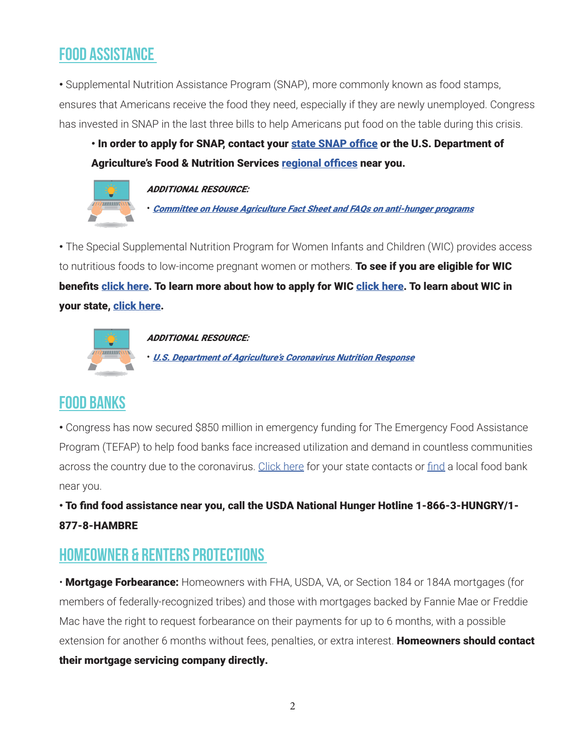## FOOD ASSISTANCE

• Supplemental Nutrition Assistance Program (SNAP), more commonly known as food stamps, ensures that Americans receive the food they need, especially if they are newly unemployed. Congress has invested in SNAP in the last three bills to help Americans put food on the table during this crisis.

> **• In order to apply for SNAP, contact your state SNAP office or the U.S. Department of Agriculture's Food & Nutrition Services regional offices near you.**

***ADDITIONAL RESOURCE:***

• ***Committee on House Agriculture Fact Sheet and FAQs on anti-hunger programs***

• The Special Supplemental Nutrition Program for Women Infants and Children (WIC) provides access to nutritious foods to low-income pregnant women or mothers. **To see if you are eligible for WIC benefits click here. To learn more about how to apply for WIC click here. To learn about WIC in your state, click here.**

***ADDITIONAL RESOURCE:***

• ***U.S. Department of Agriculture's Coronavirus Nutrition Response***

## FOOD BANKS

• Congress has now secured $850 million in emergency funding for The Emergency Food Assistance Program (TEFAP) to help food banks face increased utilization and demand in countless communities across the country due to the coronavirus. Click here for your state contacts or find a local food bank near you.

**• To find food assistance near you, call the USDA National Hunger Hotline 1-866-3-HUNGRY/1-877-8-HAMBRE**

## HOMEOWNER & RENTERS PROTECTIONS

• **Mortgage Forbearance:** Homeowners with FHA, USDA, VA, or Section 184 or 184A mortgages (for members of federally-recognized tribes) and those with mortgages backed by Fannie Mae or Freddie Mac have the right to request forbearance on their payments for up to 6 months, with a possible extension for another 6 months without fees, penalties, or extra interest. **Homeowners should contact their mortgage servicing company directly.**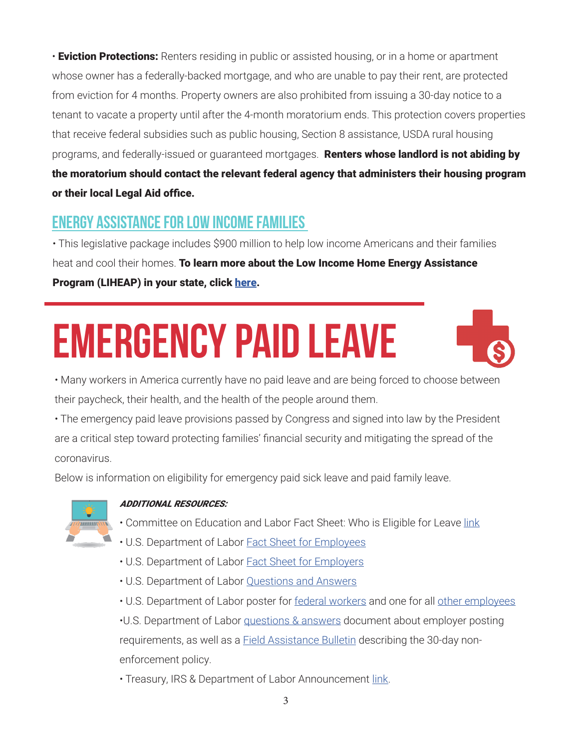• **Eviction Protections:** Renters residing in public or assisted housing, or in a home or apartment whose owner has a federally-backed mortgage, and who are unable to pay their rent, are protected from eviction for 4 months. Property owners are also prohibited from issuing a 30-day notice to a tenant to vacate a property until after the 4-month moratorium ends. This protection covers properties that receive federal subsidies such as public housing, Section 8 assistance, USDA rural housing programs, and federally-issued or guaranteed mortgages. **Renters whose landlord is not abiding by the moratorium should contact the relevant federal agency that administers their housing program or their local Legal Aid office.**

## ENERGY ASSISTANCE FOR LOW INCOME FAMILIES

• This legislative package includes $900 million to help low income Americans and their families heat and cool their homes. **To learn more about the Low Income Home Energy Assistance Program (LIHEAP) in your state, click here.**

# EMERGENCY PAID LEAVE

• Many workers in America currently have no paid leave and are being forced to choose between their paycheck, their health, and the health of the people around them.

• The emergency paid leave provisions passed by Congress and signed into law by the President are a critical step toward protecting families' financial security and mitigating the spread of the coronavirus.

Below is information on eligibility for emergency paid sick leave and paid family leave.

***ADDITIONAL RESOURCES:***

- Committee on Education and Labor Fact Sheet: Who is Eligible for Leave link
- U.S. Department of Labor Fact Sheet for Employees
- U.S. Department of Labor Fact Sheet for Employers
- U.S. Department of Labor Questions and Answers
- U.S. Department of Labor poster for federal workers and one for all other employees
- U.S. Department of Labor questions & answers document about employer posting requirements, as well as a Field Assistance Bulletin describing the 30-day non-enforcement policy.
- Treasury, IRS & Department of Labor Announcement link.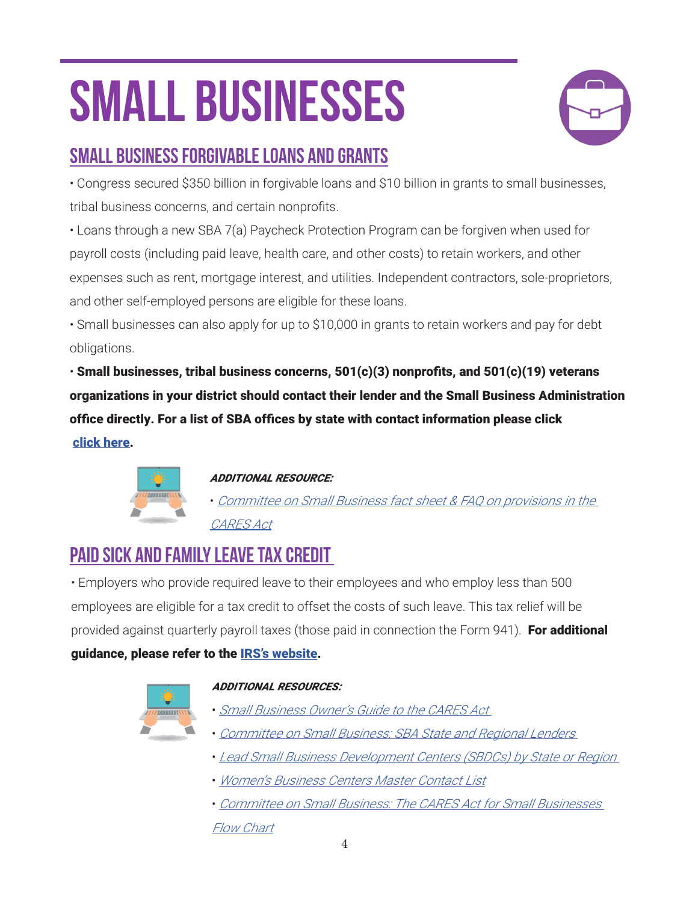# SMALL BUSINESSES

## SMALL BUSINESS FORGIVABLE LOANS AND GRANTS

• Congress secured $350 billion in forgivable loans and $10 billion in grants to small businesses, tribal business concerns, and certain nonprofits.

• Loans through a new SBA 7(a) Paycheck Protection Program can be forgiven when used for payroll costs (including paid leave, health care, and other costs) to retain workers, and other expenses such as rent, mortgage interest, and utilities. Independent contractors, sole-proprietors, and other self-employed persons are eligible for these loans.

• Small businesses can also apply for up to $10,000 in grants to retain workers and pay for debt obligations.

**• Small businesses, tribal business concerns, 501(c)(3) nonprofits, and 501(c)(19) veterans organizations in your district should contact their lender and the Small Business Administration office directly. For a list of SBA offices by state with contact information please click click here.**

***ADDITIONAL RESOURCE:***

• *Committee on Small Business fact sheet & FAQ on provisions in the CARES Act*

## PAID SICK AND FAMILY LEAVE TAX CREDIT

• Employers who provide required leave to their employees and who employ less than 500 employees are eligible for a tax credit to offset the costs of such leave. This tax relief will be provided against quarterly payroll taxes (those paid in connection the Form 941). **For additional guidance, please refer to the IRS's website.**

***ADDITIONAL RESOURCES:***

• *Small Business Owner's Guide to the CARES Act*

• *Committee on Small Business: SBA State and Regional Lenders*

• *Lead Small Business Development Centers (SBDCs) by State or Region*

• *Women's Business Centers Master Contact List*

• *Committee on Small Business: The CARES Act for Small Businesses Flow Chart*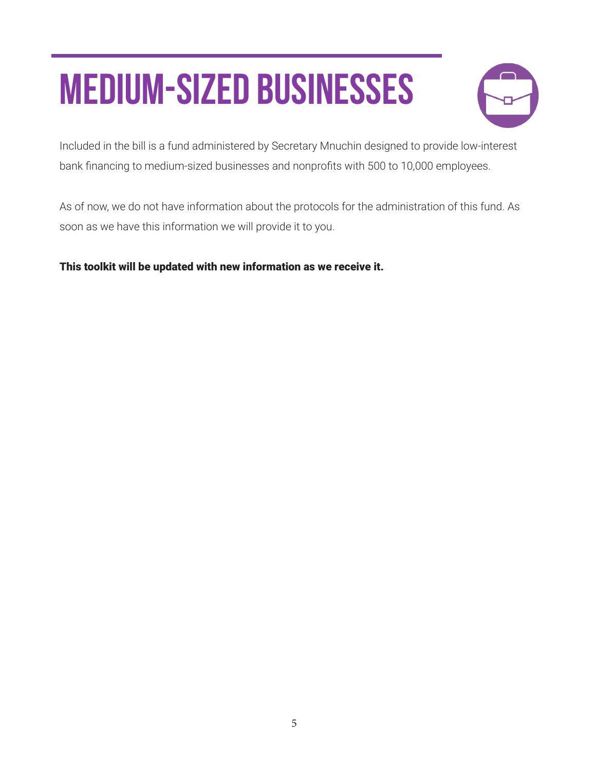# MEDIUM-SIZED BUSINESSES

Included in the bill is a fund administered by Secretary Mnuchin designed to provide low-interest bank financing to medium-sized businesses and nonprofits with 500 to 10,000 employees.

As of now, we do not have information about the protocols for the administration of this fund. As soon as we have this information we will provide it to you.

**This toolkit will be updated with new information as we receive it.**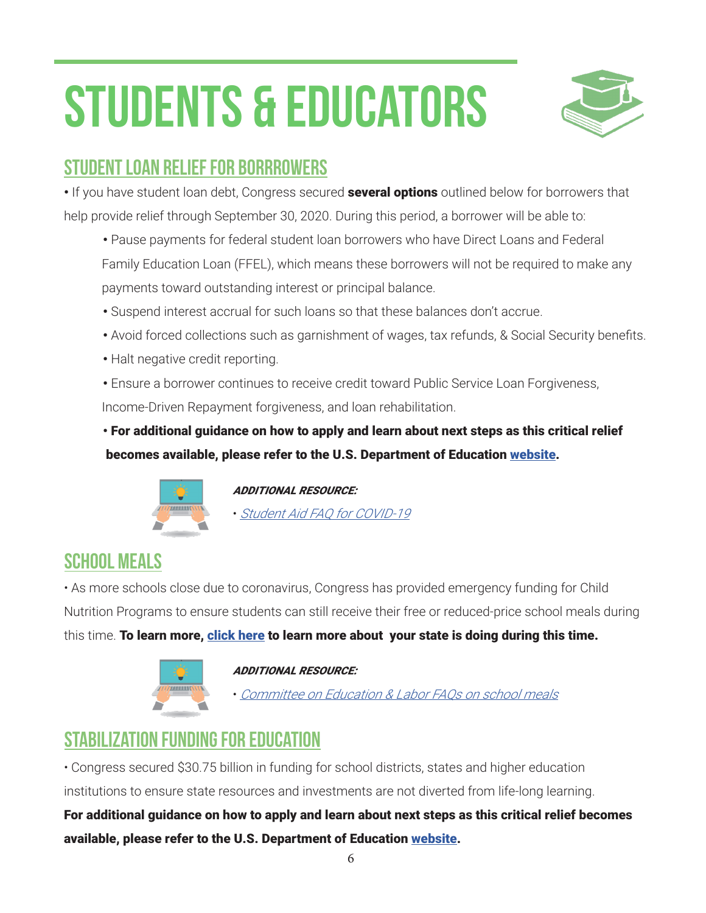# STUDENTS & EDUCATORS

## STUDENT LOAN RELIEF FOR BORRROWERS

• If you have student loan debt, Congress secured **several options** outlined below for borrowers that help provide relief through September 30, 2020. During this period, a borrower will be able to:

- Pause payments for federal student loan borrowers who have Direct Loans and Federal Family Education Loan (FFEL), which means these borrowers will not be required to make any payments toward outstanding interest or principal balance.
- Suspend interest accrual for such loans so that these balances don't accrue.
- Avoid forced collections such as garnishment of wages, tax refunds, & Social Security benefits.
- Halt negative credit reporting.
- Ensure a borrower continues to receive credit toward Public Service Loan Forgiveness, Income-Driven Repayment forgiveness, and loan rehabilitation.
- **For additional guidance on how to apply and learn about next steps as this critical relief becomes available, please refer to the U.S. Department of Education website.**

***ADDITIONAL RESOURCE:***

- *Student Aid FAQ for COVID-19*

## SCHOOL MEALS

• As more schools close due to coronavirus, Congress has provided emergency funding for Child Nutrition Programs to ensure students can still receive their free or reduced-price school meals during this time. **To learn more, click here to learn more about your state is doing during this time.**

***ADDITIONAL RESOURCE:***

- *Committee on Education & Labor FAQs on school meals*

## STABILIZATION FUNDING FOR EDUCATION

• Congress secured $30.75 billion in funding for school districts, states and higher education institutions to ensure state resources and investments are not diverted from life-long learning.

**For additional guidance on how to apply and learn about next steps as this critical relief becomes available, please refer to the U.S. Department of Education website.**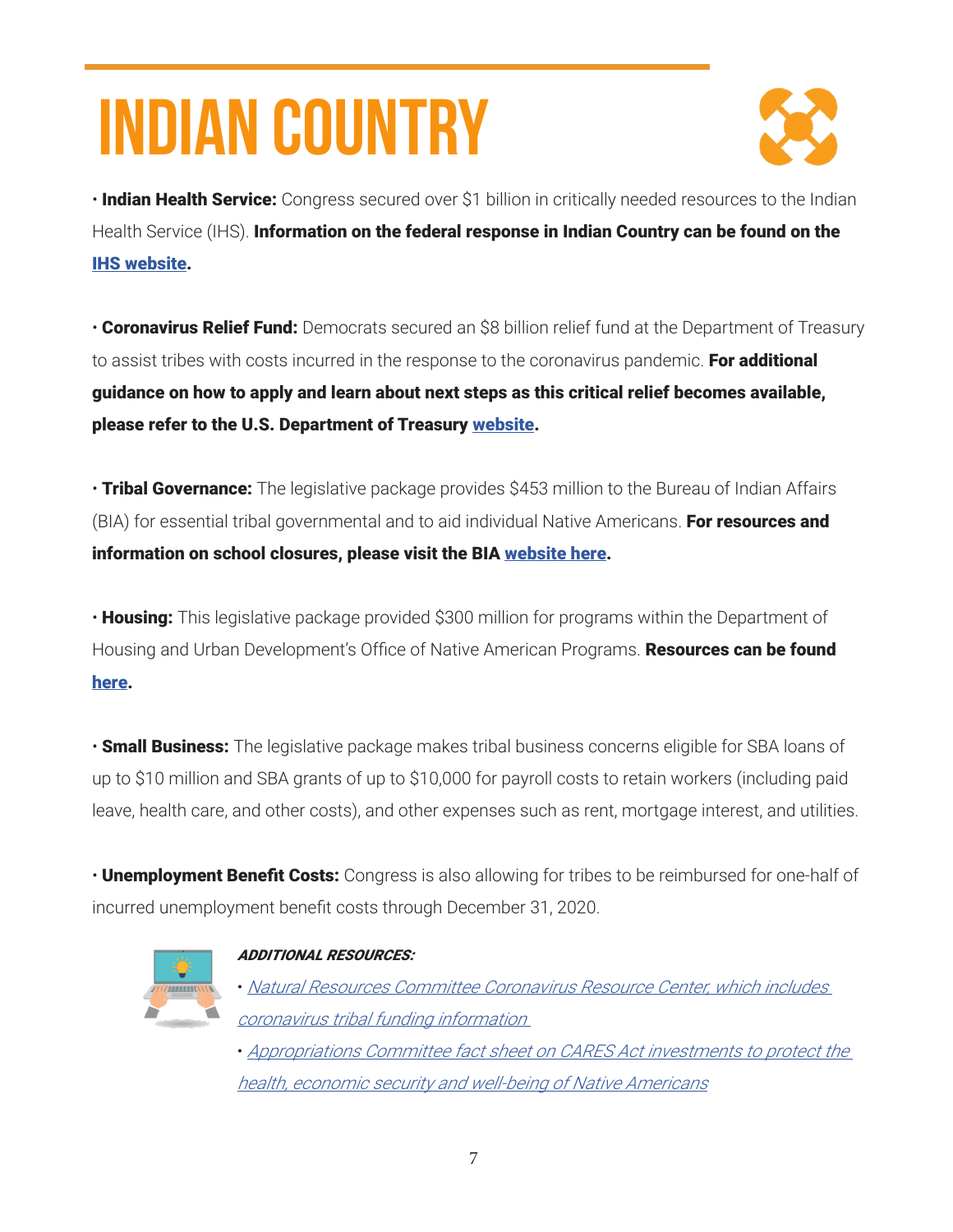# INDIAN COUNTRY

• **Indian Health Service:** Congress secured over $1 billion in critically needed resources to the Indian Health Service (IHS). **Information on the federal response in Indian Country can be found on the IHS website.**

• **Coronavirus Relief Fund:** Democrats secured an $8 billion relief fund at the Department of Treasury to assist tribes with costs incurred in the response to the coronavirus pandemic. **For additional guidance on how to apply and learn about next steps as this critical relief becomes available, please refer to the U.S. Department of Treasury website.**

• **Tribal Governance:** The legislative package provides $453 million to the Bureau of Indian Affairs (BIA) for essential tribal governmental and to aid individual Native Americans. **For resources and information on school closures, please visit the BIA website here.**

• **Housing:** This legislative package provided $300 million for programs within the Department of Housing and Urban Development's Office of Native American Programs. **Resources can be found here.**

• **Small Business:** The legislative package makes tribal business concerns eligible for SBA loans of up to $10 million and SBA grants of up to $10,000 for payroll costs to retain workers (including paid leave, health care, and other costs), and other expenses such as rent, mortgage interest, and utilities.

• **Unemployment Benefit Costs:** Congress is also allowing for tribes to be reimbursed for one-half of incurred unemployment benefit costs through December 31, 2020.

***ADDITIONAL RESOURCES:***

• *Natural Resources Committee Coronavirus Resource Center, which includes coronavirus tribal funding information*

• *Appropriations Committee fact sheet on CARES Act investments to protect the health, economic security and well-being of Native Americans*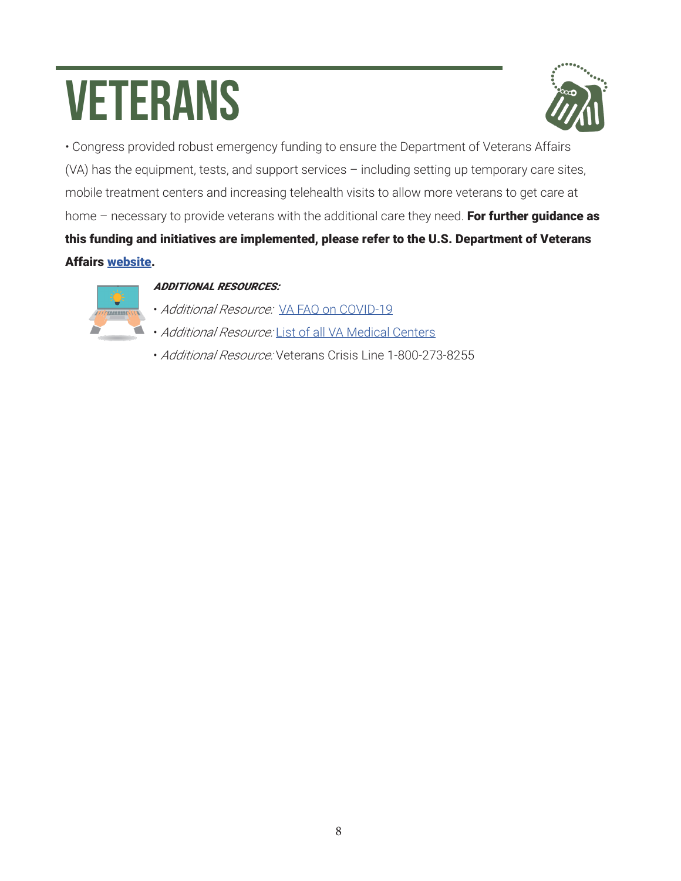# VETERANS

• Congress provided robust emergency funding to ensure the Department of Veterans Affairs (VA) has the equipment, tests, and support services – including setting up temporary care sites, mobile treatment centers and increasing telehealth visits to allow more veterans to get care at home – necessary to provide veterans with the additional care they need. **For further guidance as this funding and initiatives are implemented, please refer to the U.S. Department of Veterans Affairs website.**

***ADDITIONAL RESOURCES:***

- *Additional Resource:* VA FAQ on COVID-19
- *Additional Resource:* List of all VA Medical Centers
- *Additional Resource:* Veterans Crisis Line 1-800-273-8255